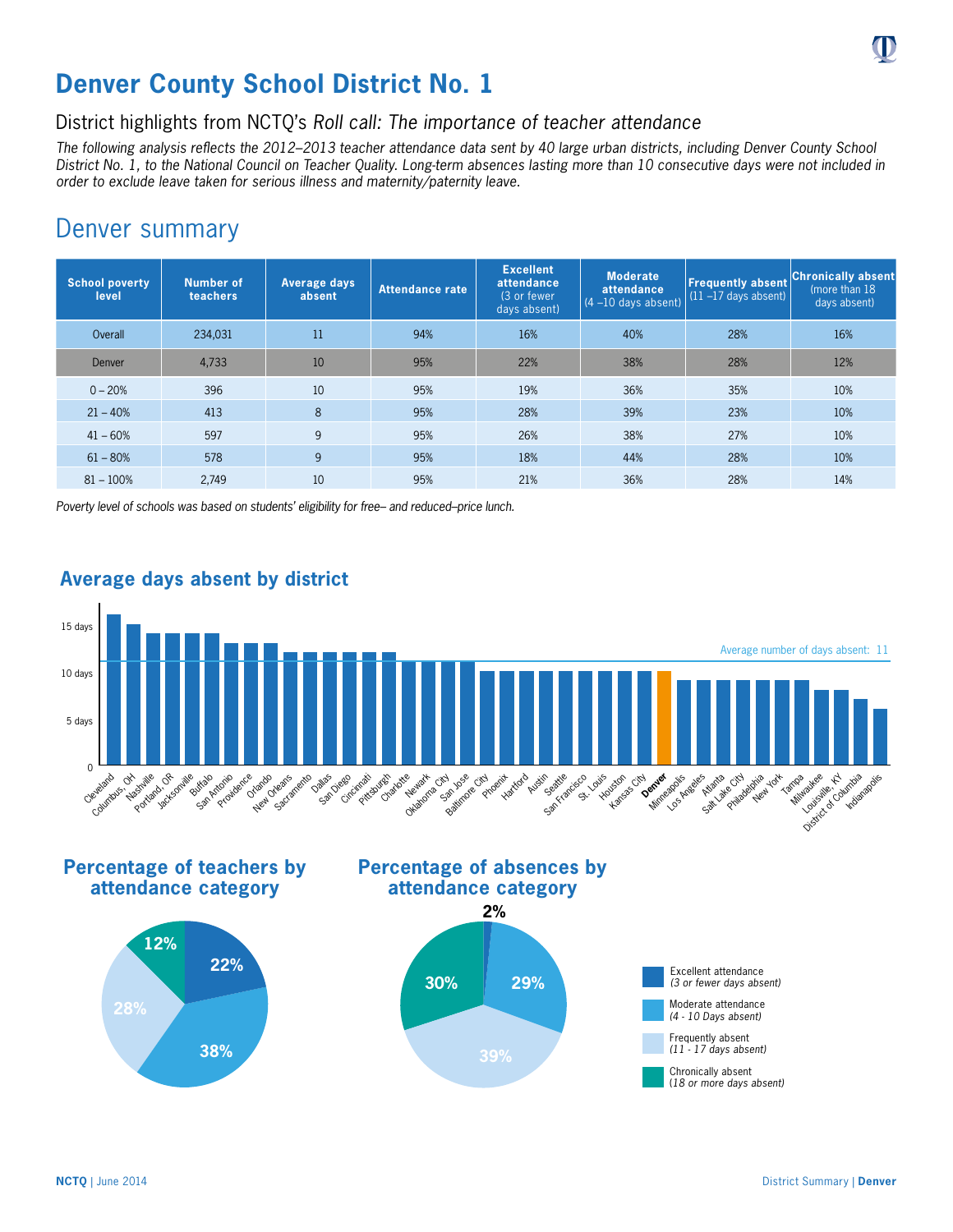# Denver County School District No. 1

## District highlights from NCTQ's *Roll call: The importance of teacher attendance*

*The following analysis reflects the 2012–2013 teacher attendance data sent by 40 large urban districts, including Denver County School District No. 1, to the National Council on Teacher Quality. Long-term absences lasting more than 10 consecutive days were not included in order to exclude leave taken for serious illness and maternity/paternity leave.*

## Denver summary

| School poverty level | Number of teachers | Average days absent | Attendance rate | Excellent attendance (3 or fewer days absent) | Moderate attendance (4 –10 days absent) | Frequently absent (11 –17 days absent) | Chronically absent (more than 18 days absent) |
|---|---|---|---|---|---|---|---|
| Overall | 234,031 | 11 | 94% | 16% | 40% | 28% | 16% |
| Denver | 4,733 | 10 | 95% | 22% | 38% | 28% | 12% |
| 0 – 20% | 396 | 10 | 95% | 19% | 36% | 35% | 10% |
| 21 – 40% | 413 | 8 | 95% | 28% | 39% | 23% | 10% |
| 41 – 60% | 597 | 9 | 95% | 26% | 38% | 27% | 10% |
| 61 – 80% | 578 | 9 | 95% | 18% | 44% | 28% | 10% |
| 81 – 100% | 2,749 | 10 | 95% | 21% | 36% | 28% | 14% |

*Poverty level of schools was based on students' eligibility for free– and reduced–price lunch.*

### Average days absent by district

Average number of days absent: 11

| District | Average days absent |
|---|---|
| Cleveland | 16 |
| Columbus, OH | 15 |
| Nashville | 14 |
| Portland, OR | 14 |
| Jacksonville | 14 |
| Buffalo | 14 |
| San Antonio | 13 |
| Providence | 13 |
| Orlando | 13 |
| New Orleans | 12 |
| Sacramento | 12 |
| Dallas | 12 |
| San Diego | 12 |
| Cincinnati | 12 |
| Pittsburgh | 12 |
| Charlotte | 11 |
| Newark | 11 |
| Oklahoma City | 11 |
| San Jose | 11 |
| Baltimore City | 10 |
| Phoenix | 10 |
| Hartford | 10 |
| Austin | 10 |
| Seattle | 10 |
| San Francisco | 10 |
| St. Louis | 10 |
| Houston | 10 |
| Kansas City | 10 |
| **Denver** | 10 |
| Minneapolis | 9 |
| Los Angeles | 9 |
| Atlanta | 9 |
| Salt Lake City | 9 |
| Philadelphia | 9 |
| New York | 9 |
| Tampa | 9 |
| Milwaukee | 8 |
| Louisville, KY | 8 |
| District of Columbia | 7 |
| Indianapolis | 6 |

### Percentage of teachers by attendance category

- Excellent attendance (3 or fewer days absent): 22%
- Moderate attendance (4 - 10 Days absent): 38%
- Frequently absent (11 - 17 days absent): 28%
- Chronically absent (18 or more days absent): 12%

### Percentage of absences by attendance category

- Excellent attendance (3 or fewer days absent): 2%
- Moderate attendance (4 - 10 Days absent): 29%
- Frequently absent (11 - 17 days absent): 39%
- Chronically absent (18 or more days absent): 30%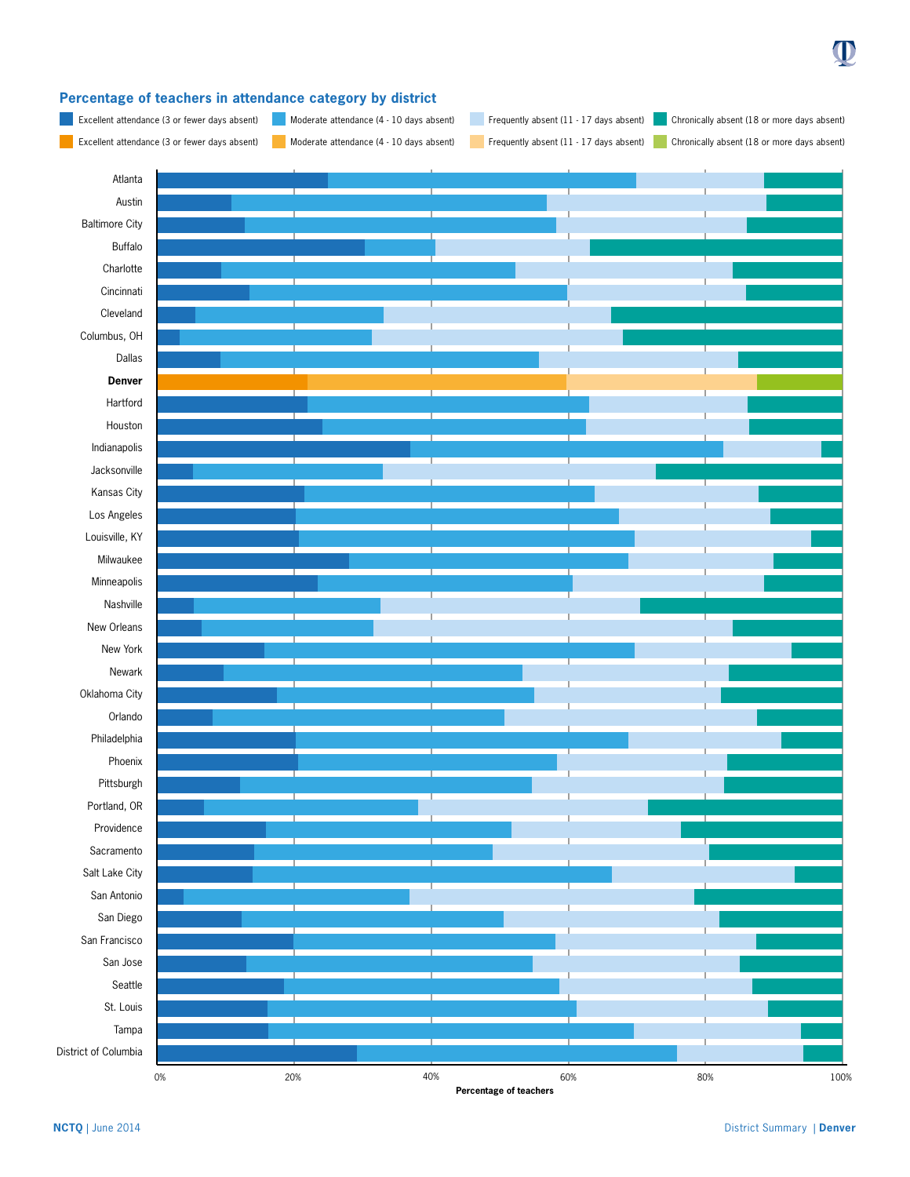## Percentage of teachers in attendance category by district

Excellent attendance (3 or fewer days absent)
Moderate attendance (4 - 10 days absent)
Frequently absent (11 - 17 days absent)
Chronically absent (18 or more days absent)
Excellent attendance (3 or fewer days absent)
Moderate attendance (4 - 10 days absent)
Frequently absent (11 - 17 days absent)
Chronically absent (18 or more days absent)

Atlanta
Austin
Baltimore City
Buffalo
Charlotte
Cincinnati
Cleveland
Columbus, OH
Dallas
**Denver**
Hartford
Houston
Indianapolis
Jacksonville
Kansas City
Los Angeles
Louisville, KY
Milwaukee
Minneapolis
Nashville
New Orleans
New York
Newark
Oklahoma City
Orlando
Philadelphia
Phoenix
Pittsburgh
Portland, OR
Providence
Sacramento
Salt Lake City
San Antonio
San Diego
San Francisco
San Jose
Seattle
St. Louis
Tampa
District of Columbia

0%
20%
40%
60%
80%
100%

Percentage of teachers